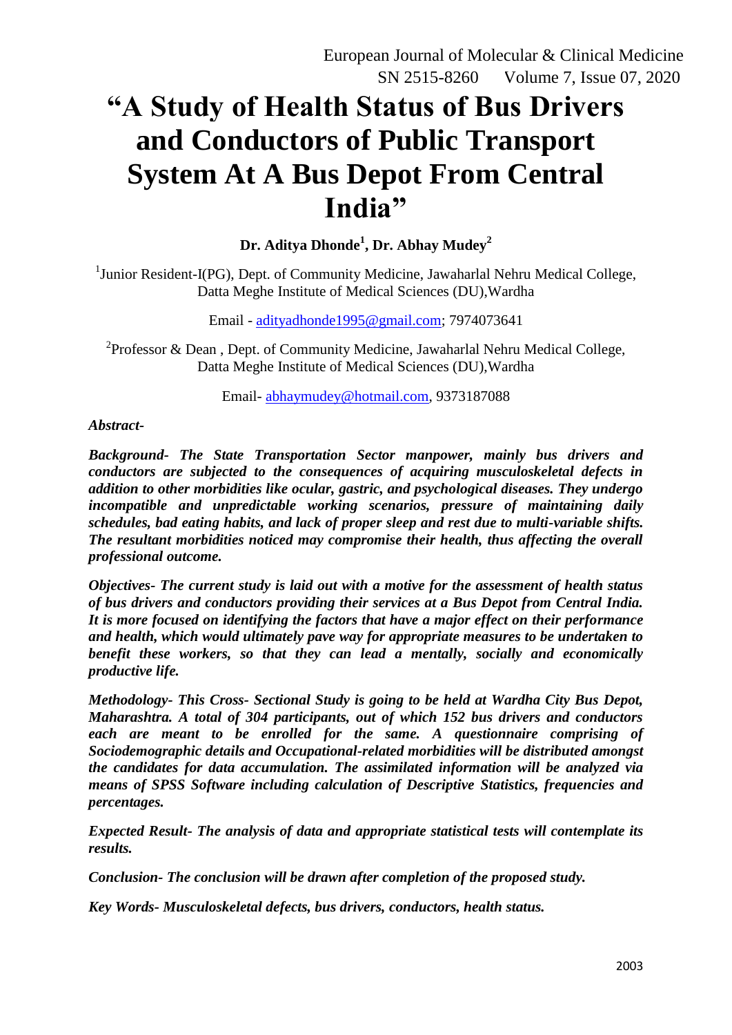# "A Study of Health Status of Bus Drivers and Conductors of Public Transport System At A Bus Depot From Central India"

**Dr. Aditya Dhonde[1], Dr. Abhay Mudey[2]**

[1]Junior Resident-I(PG), Dept. of Community Medicine, Jawaharlal Nehru Medical College, Datta Meghe Institute of Medical Sciences (DU),Wardha

Email - adityadhonde1995@gmail.com; 7974073641

[2]Professor & Dean , Dept. of Community Medicine, Jawaharlal Nehru Medical College, Datta Meghe Institute of Medical Sciences (DU),Wardha

Email- abhaymudey@hotmail.com, 9373187088

***Abstract-***

***Background- The State Transportation Sector manpower, mainly bus drivers and conductors are subjected to the consequences of acquiring musculoskeletal defects in addition to other morbidities like ocular, gastric, and psychological diseases. They undergo incompatible and unpredictable working scenarios, pressure of maintaining daily schedules, bad eating habits, and lack of proper sleep and rest due to multi-variable shifts. The resultant morbidities noticed may compromise their health, thus affecting the overall professional outcome.***

***Objectives- The current study is laid out with a motive for the assessment of health status of bus drivers and conductors providing their services at a Bus Depot from Central India. It is more focused on identifying the factors that have a major effect on their performance and health, which would ultimately pave way for appropriate measures to be undertaken to benefit these workers, so that they can lead a mentally, socially and economically productive life.***

***Methodology- This Cross- Sectional Study is going to be held at Wardha City Bus Depot, Maharashtra. A total of 304 participants, out of which 152 bus drivers and conductors each are meant to be enrolled for the same. A questionnaire comprising of Sociodemographic details and Occupational-related morbidities will be distributed amongst the candidates for data accumulation. The assimilated information will be analyzed via means of SPSS Software including calculation of Descriptive Statistics, frequencies and percentages.***

***Expected Result- The analysis of data and appropriate statistical tests will contemplate its results.***

***Conclusion- The conclusion will be drawn after completion of the proposed study.***

***Key Words- Musculoskeletal defects, bus drivers, conductors, health status.***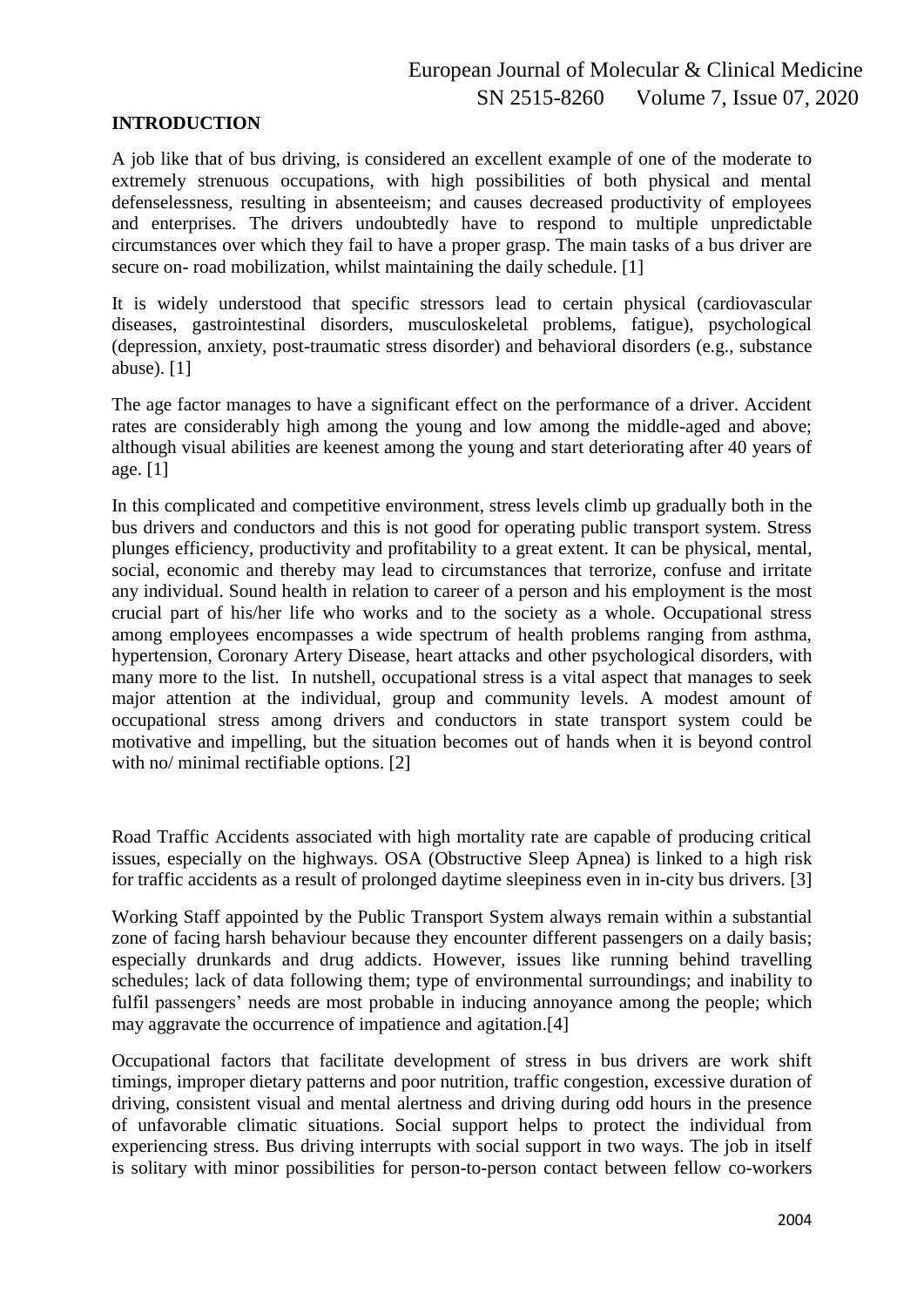## INTRODUCTION

A job like that of bus driving, is considered an excellent example of one of the moderate to extremely strenuous occupations, with high possibilities of both physical and mental defenselessness, resulting in absenteeism; and causes decreased productivity of employees and enterprises. The drivers undoubtedly have to respond to multiple unpredictable circumstances over which they fail to have a proper grasp. The main tasks of a bus driver are secure on- road mobilization, whilst maintaining the daily schedule. [1]

It is widely understood that specific stressors lead to certain physical (cardiovascular diseases, gastrointestinal disorders, musculoskeletal problems, fatigue), psychological (depression, anxiety, post-traumatic stress disorder) and behavioral disorders (e.g., substance abuse). [1]

The age factor manages to have a significant effect on the performance of a driver. Accident rates are considerably high among the young and low among the middle-aged and above; although visual abilities are keenest among the young and start deteriorating after 40 years of age. [1]

In this complicated and competitive environment, stress levels climb up gradually both in the bus drivers and conductors and this is not good for operating public transport system. Stress plunges efficiency, productivity and profitability to a great extent. It can be physical, mental, social, economic and thereby may lead to circumstances that terrorize, confuse and irritate any individual. Sound health in relation to career of a person and his employment is the most crucial part of his/her life who works and to the society as a whole. Occupational stress among employees encompasses a wide spectrum of health problems ranging from asthma, hypertension, Coronary Artery Disease, heart attacks and other psychological disorders, with many more to the list. In nutshell, occupational stress is a vital aspect that manages to seek major attention at the individual, group and community levels. A modest amount of occupational stress among drivers and conductors in state transport system could be motivative and impelling, but the situation becomes out of hands when it is beyond control with no/ minimal rectifiable options. [2]

Road Traffic Accidents associated with high mortality rate are capable of producing critical issues, especially on the highways. OSA (Obstructive Sleep Apnea) is linked to a high risk for traffic accidents as a result of prolonged daytime sleepiness even in in-city bus drivers. [3]

Working Staff appointed by the Public Transport System always remain within a substantial zone of facing harsh behaviour because they encounter different passengers on a daily basis; especially drunkards and drug addicts. However, issues like running behind travelling schedules; lack of data following them; type of environmental surroundings; and inability to fulfil passengers' needs are most probable in inducing annoyance among the people; which may aggravate the occurrence of impatience and agitation.[4]

Occupational factors that facilitate development of stress in bus drivers are work shift timings, improper dietary patterns and poor nutrition, traffic congestion, excessive duration of driving, consistent visual and mental alertness and driving during odd hours in the presence of unfavorable climatic situations. Social support helps to protect the individual from experiencing stress. Bus driving interrupts with social support in two ways. The job in itself is solitary with minor possibilities for person-to-person contact between fellow co-workers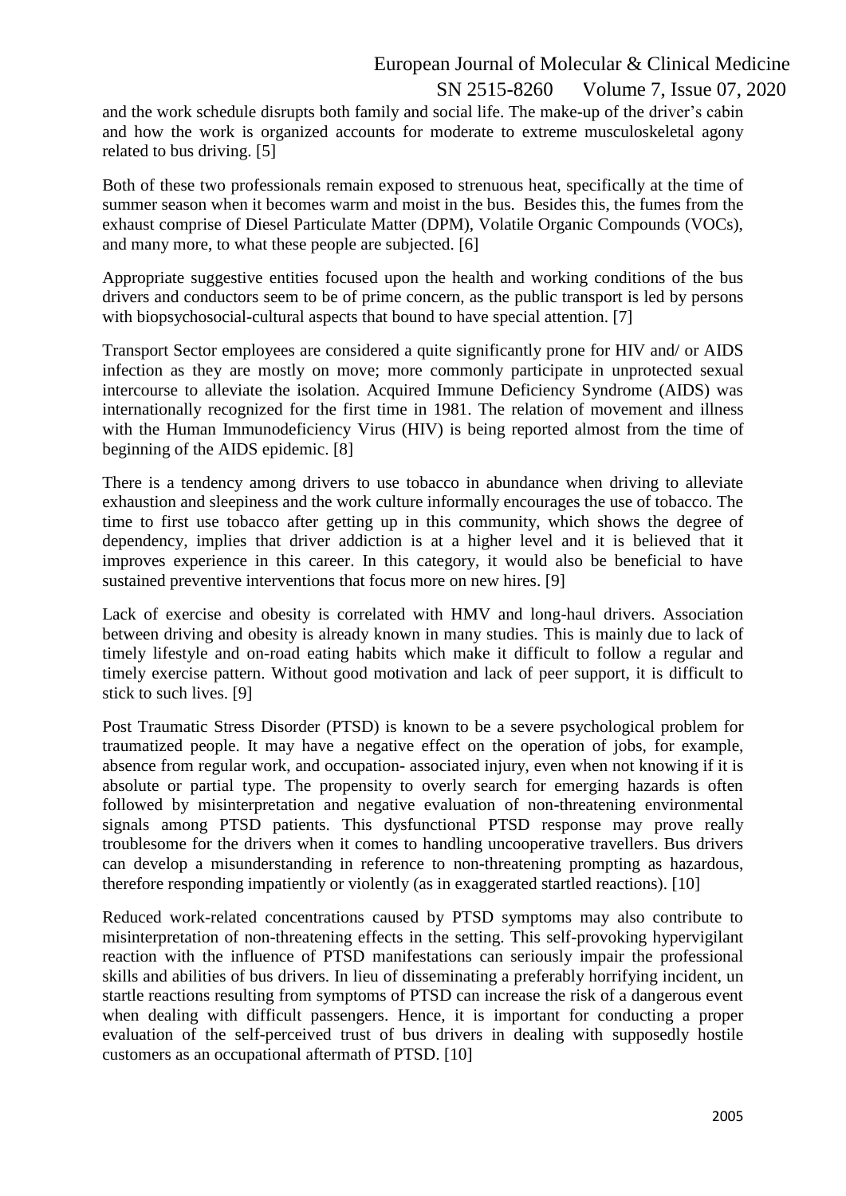and the work schedule disrupts both family and social life. The make-up of the driver's cabin and how the work is organized accounts for moderate to extreme musculoskeletal agony related to bus driving. [5]

Both of these two professionals remain exposed to strenuous heat, specifically at the time of summer season when it becomes warm and moist in the bus. Besides this, the fumes from the exhaust comprise of Diesel Particulate Matter (DPM), Volatile Organic Compounds (VOCs), and many more, to what these people are subjected. [6]

Appropriate suggestive entities focused upon the health and working conditions of the bus drivers and conductors seem to be of prime concern, as the public transport is led by persons with biopsychosocial-cultural aspects that bound to have special attention. [7]

Transport Sector employees are considered a quite significantly prone for HIV and/ or AIDS infection as they are mostly on move; more commonly participate in unprotected sexual intercourse to alleviate the isolation. Acquired Immune Deficiency Syndrome (AIDS) was internationally recognized for the first time in 1981. The relation of movement and illness with the Human Immunodeficiency Virus (HIV) is being reported almost from the time of beginning of the AIDS epidemic. [8]

There is a tendency among drivers to use tobacco in abundance when driving to alleviate exhaustion and sleepiness and the work culture informally encourages the use of tobacco. The time to first use tobacco after getting up in this community, which shows the degree of dependency, implies that driver addiction is at a higher level and it is believed that it improves experience in this career. In this category, it would also be beneficial to have sustained preventive interventions that focus more on new hires. [9]

Lack of exercise and obesity is correlated with HMV and long-haul drivers. Association between driving and obesity is already known in many studies. This is mainly due to lack of timely lifestyle and on-road eating habits which make it difficult to follow a regular and timely exercise pattern. Without good motivation and lack of peer support, it is difficult to stick to such lives. [9]

Post Traumatic Stress Disorder (PTSD) is known to be a severe psychological problem for traumatized people. It may have a negative effect on the operation of jobs, for example, absence from regular work, and occupation- associated injury, even when not knowing if it is absolute or partial type. The propensity to overly search for emerging hazards is often followed by misinterpretation and negative evaluation of non-threatening environmental signals among PTSD patients. This dysfunctional PTSD response may prove really troublesome for the drivers when it comes to handling uncooperative travellers. Bus drivers can develop a misunderstanding in reference to non-threatening prompting as hazardous, therefore responding impatiently or violently (as in exaggerated startled reactions). [10]

Reduced work-related concentrations caused by PTSD symptoms may also contribute to misinterpretation of non-threatening effects in the setting. This self-provoking hypervigilant reaction with the influence of PTSD manifestations can seriously impair the professional skills and abilities of bus drivers. In lieu of disseminating a preferably horrifying incident, un startle reactions resulting from symptoms of PTSD can increase the risk of a dangerous event when dealing with difficult passengers. Hence, it is important for conducting a proper evaluation of the self-perceived trust of bus drivers in dealing with supposedly hostile customers as an occupational aftermath of PTSD. [10]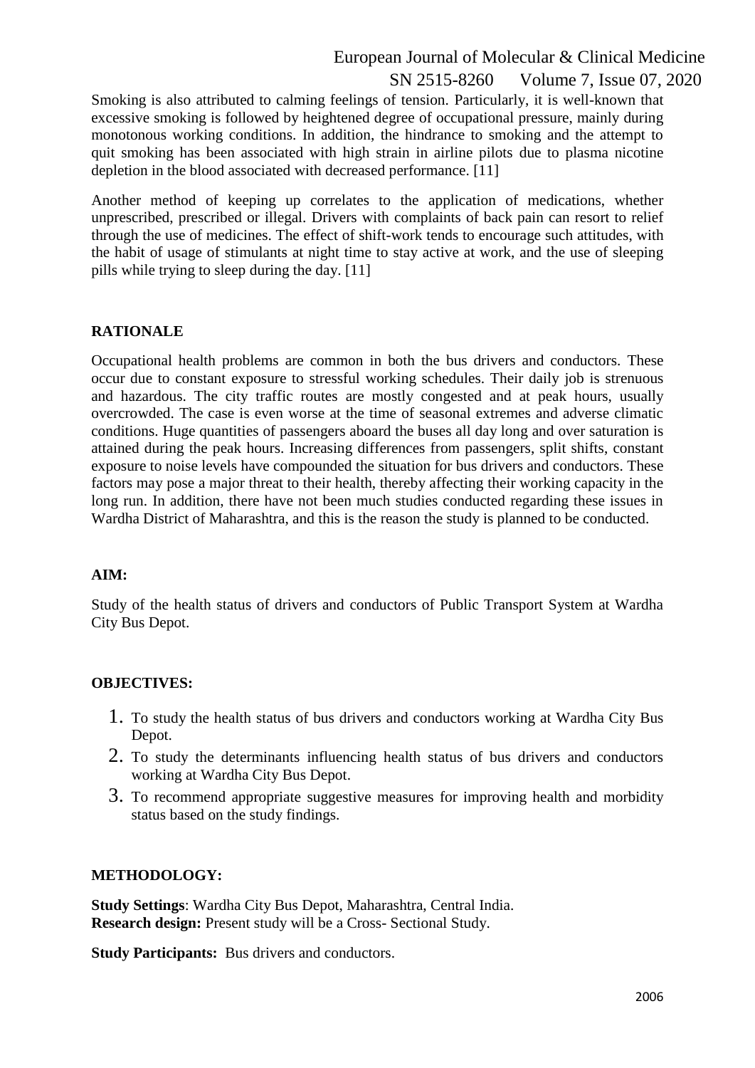Smoking is also attributed to calming feelings of tension. Particularly, it is well-known that excessive smoking is followed by heightened degree of occupational pressure, mainly during monotonous working conditions. In addition, the hindrance to smoking and the attempt to quit smoking has been associated with high strain in airline pilots due to plasma nicotine depletion in the blood associated with decreased performance. [11]

Another method of keeping up correlates to the application of medications, whether unprescribed, prescribed or illegal. Drivers with complaints of back pain can resort to relief through the use of medicines. The effect of shift-work tends to encourage such attitudes, with the habit of usage of stimulants at night time to stay active at work, and the use of sleeping pills while trying to sleep during the day. [11]

## RATIONALE

Occupational health problems are common in both the bus drivers and conductors. These occur due to constant exposure to stressful working schedules. Their daily job is strenuous and hazardous. The city traffic routes are mostly congested and at peak hours, usually overcrowded. The case is even worse at the time of seasonal extremes and adverse climatic conditions. Huge quantities of passengers aboard the buses all day long and over saturation is attained during the peak hours. Increasing differences from passengers, split shifts, constant exposure to noise levels have compounded the situation for bus drivers and conductors. These factors may pose a major threat to their health, thereby affecting their working capacity in the long run. In addition, there have not been much studies conducted regarding these issues in Wardha District of Maharashtra, and this is the reason the study is planned to be conducted.

## AIM:

Study of the health status of drivers and conductors of Public Transport System at Wardha City Bus Depot.

## OBJECTIVES:

1. To study the health status of bus drivers and conductors working at Wardha City Bus Depot.
2. To study the determinants influencing health status of bus drivers and conductors working at Wardha City Bus Depot.
3. To recommend appropriate suggestive measures for improving health and morbidity status based on the study findings.

## METHODOLOGY:

**Study Settings**: Wardha City Bus Depot, Maharashtra, Central India.
**Research design:** Present study will be a Cross- Sectional Study.

**Study Participants:** Bus drivers and conductors.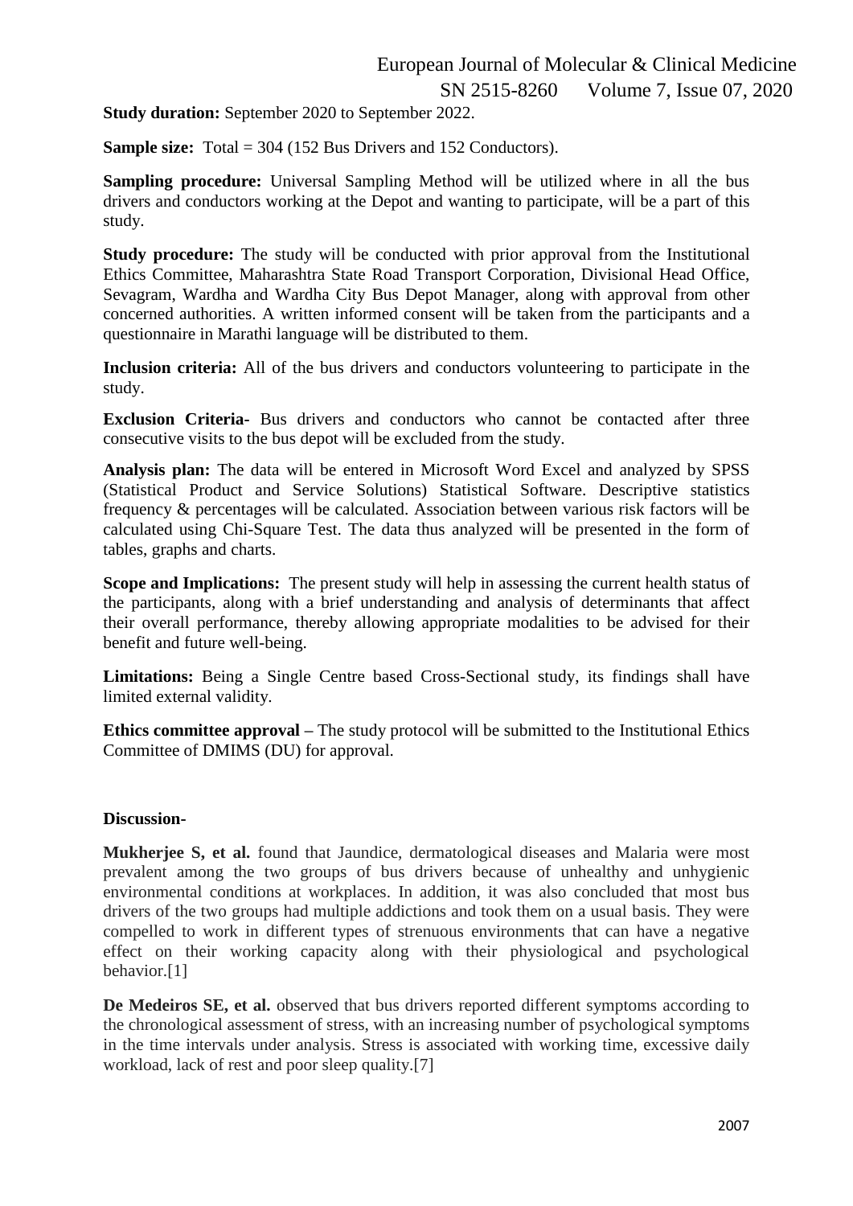**Study duration:** September 2020 to September 2022.

**Sample size:** Total = 304 (152 Bus Drivers and 152 Conductors).

**Sampling procedure:** Universal Sampling Method will be utilized where in all the bus drivers and conductors working at the Depot and wanting to participate, will be a part of this study.

**Study procedure:** The study will be conducted with prior approval from the Institutional Ethics Committee, Maharashtra State Road Transport Corporation, Divisional Head Office, Sevagram, Wardha and Wardha City Bus Depot Manager, along with approval from other concerned authorities. A written informed consent will be taken from the participants and a questionnaire in Marathi language will be distributed to them.

**Inclusion criteria:** All of the bus drivers and conductors volunteering to participate in the study.

**Exclusion Criteria-** Bus drivers and conductors who cannot be contacted after three consecutive visits to the bus depot will be excluded from the study.

**Analysis plan:** The data will be entered in Microsoft Word Excel and analyzed by SPSS (Statistical Product and Service Solutions) Statistical Software. Descriptive statistics frequency & percentages will be calculated. Association between various risk factors will be calculated using Chi-Square Test. The data thus analyzed will be presented in the form of tables, graphs and charts.

**Scope and Implications:** The present study will help in assessing the current health status of the participants, along with a brief understanding and analysis of determinants that affect their overall performance, thereby allowing appropriate modalities to be advised for their benefit and future well-being.

**Limitations:** Being a Single Centre based Cross-Sectional study, its findings shall have limited external validity.

**Ethics committee approval –** The study protocol will be submitted to the Institutional Ethics Committee of DMIMS (DU) for approval.

## Discussion-

**Mukherjee S, et al.** found that Jaundice, dermatological diseases and Malaria were most prevalent among the two groups of bus drivers because of unhealthy and unhygienic environmental conditions at workplaces. In addition, it was also concluded that most bus drivers of the two groups had multiple addictions and took them on a usual basis. They were compelled to work in different types of strenuous environments that can have a negative effect on their working capacity along with their physiological and psychological behavior.[1]

**De Medeiros SE, et al.** observed that bus drivers reported different symptoms according to the chronological assessment of stress, with an increasing number of psychological symptoms in the time intervals under analysis. Stress is associated with working time, excessive daily workload, lack of rest and poor sleep quality.[7]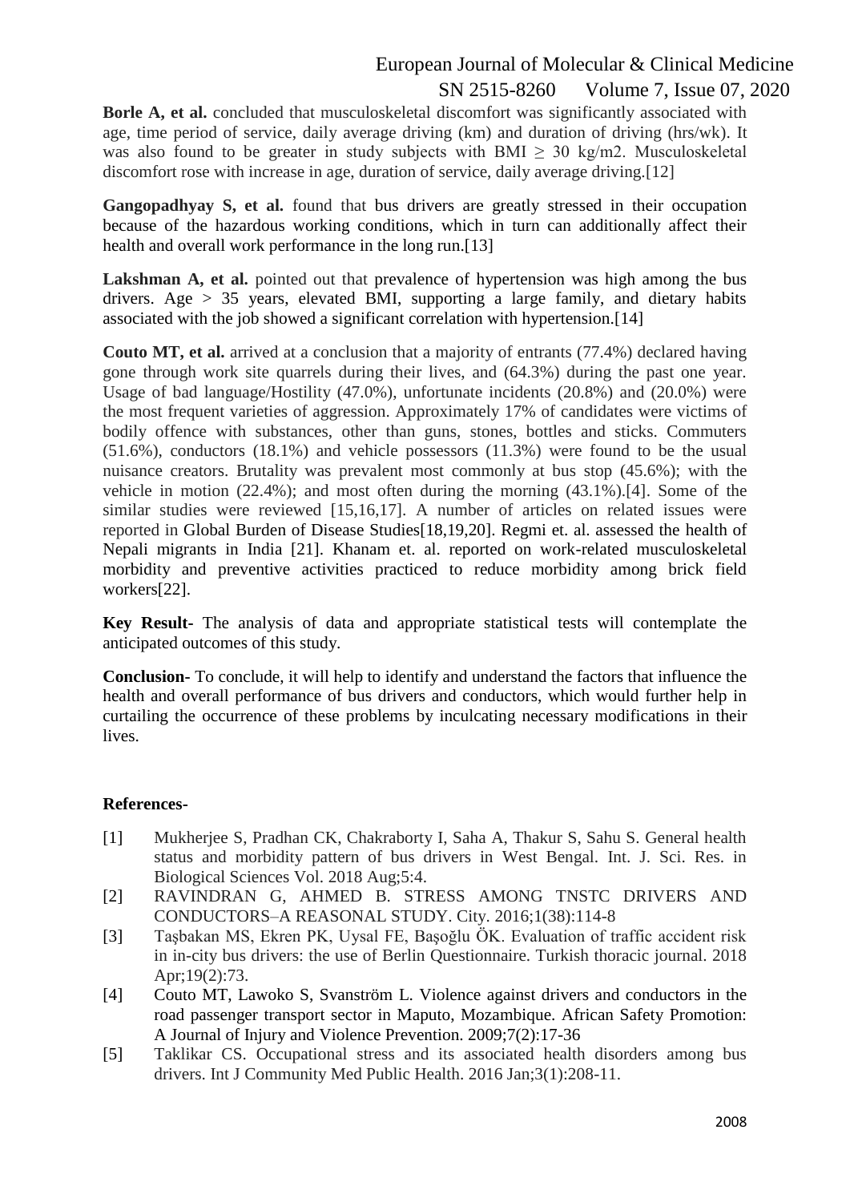**Borle A, et al.** concluded that musculoskeletal discomfort was significantly associated with age, time period of service, daily average driving (km) and duration of driving (hrs/wk). It was also found to be greater in study subjects with BMI $\geq$ 30 kg/m2. Musculoskeletal discomfort rose with increase in age, duration of service, daily average driving.[12]

**Gangopadhyay S, et al.** found that bus drivers are greatly stressed in their occupation because of the hazardous working conditions, which in turn can additionally affect their health and overall work performance in the long run.[13]

**Lakshman A, et al.** pointed out that prevalence of hypertension was high among the bus drivers. Age > 35 years, elevated BMI, supporting a large family, and dietary habits associated with the job showed a significant correlation with hypertension.[14]

**Couto MT, et al.** arrived at a conclusion that a majority of entrants (77.4%) declared having gone through work site quarrels during their lives, and (64.3%) during the past one year. Usage of bad language/Hostility (47.0%), unfortunate incidents (20.8%) and (20.0%) were the most frequent varieties of aggression. Approximately 17% of candidates were victims of bodily offence with substances, other than guns, stones, bottles and sticks. Commuters (51.6%), conductors (18.1%) and vehicle possessors (11.3%) were found to be the usual nuisance creators. Brutality was prevalent most commonly at bus stop (45.6%); with the vehicle in motion (22.4%); and most often during the morning (43.1%).[4]. Some of the similar studies were reviewed [15,16,17]. A number of articles on related issues were reported in Global Burden of Disease Studies[18,19,20]. Regmi et. al. assessed the health of Nepali migrants in India [21]. Khanam et. al. reported on work-related musculoskeletal morbidity and preventive activities practiced to reduce morbidity among brick field workers[22].

**Key Result-** The analysis of data and appropriate statistical tests will contemplate the anticipated outcomes of this study.

**Conclusion-** To conclude, it will help to identify and understand the factors that influence the health and overall performance of bus drivers and conductors, which would further help in curtailing the occurrence of these problems by inculcating necessary modifications in their lives.

**References-**

[1] Mukherjee S, Pradhan CK, Chakraborty I, Saha A, Thakur S, Sahu S. General health status and morbidity pattern of bus drivers in West Bengal. Int. J. Sci. Res. in Biological Sciences Vol. 2018 Aug;5:4.

[2] RAVINDRAN G, AHMED B. STRESS AMONG TNSTC DRIVERS AND CONDUCTORS–A REASONAL STUDY. City. 2016;1(38):114-8

[3] Taşbakan MS, Ekren PK, Uysal FE, Başoğlu ÖK. Evaluation of traffic accident risk in in-city bus drivers: the use of Berlin Questionnaire. Turkish thoracic journal. 2018 Apr;19(2):73.

[4] Couto MT, Lawoko S, Svanström L. Violence against drivers and conductors in the road passenger transport sector in Maputo, Mozambique. African Safety Promotion: A Journal of Injury and Violence Prevention. 2009;7(2):17-36

[5] Taklikar CS. Occupational stress and its associated health disorders among bus drivers. Int J Community Med Public Health. 2016 Jan;3(1):208-11.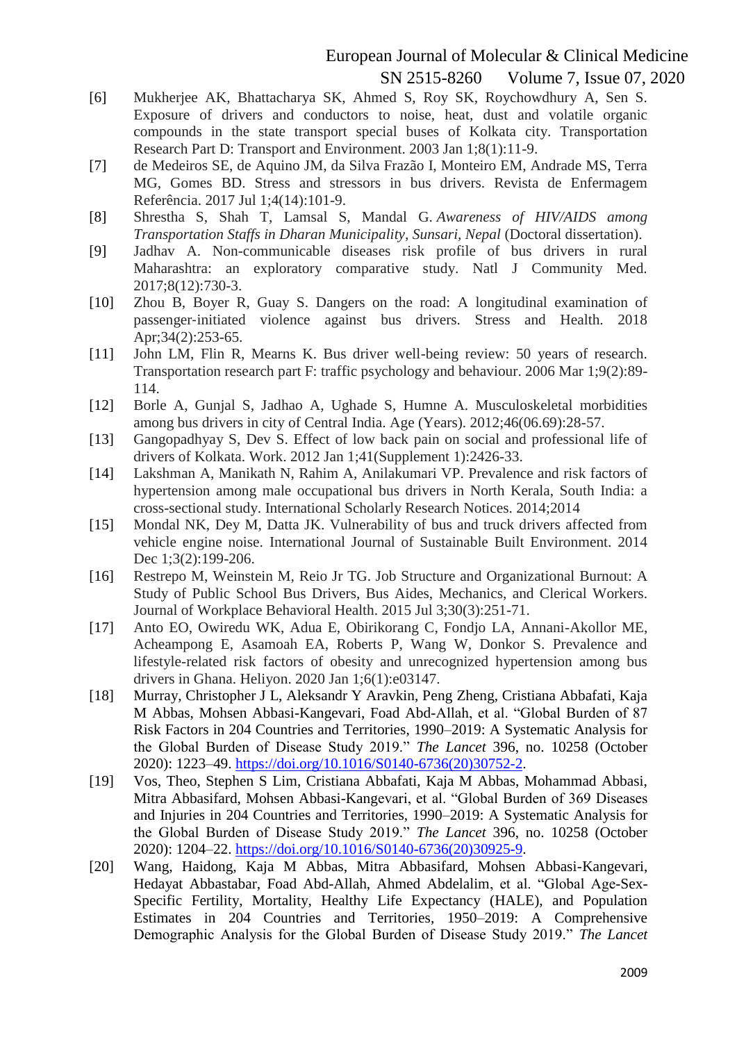[6] Mukherjee AK, Bhattacharya SK, Ahmed S, Roy SK, Roychowdhury A, Sen S. Exposure of drivers and conductors to noise, heat, dust and volatile organic compounds in the state transport special buses of Kolkata city. Transportation Research Part D: Transport and Environment. 2003 Jan 1;8(1):11-9.

[7] de Medeiros SE, de Aquino JM, da Silva Frazão I, Monteiro EM, Andrade MS, Terra MG, Gomes BD. Stress and stressors in bus drivers. Revista de Enfermagem Referência. 2017 Jul 1;4(14):101-9.

[8] Shrestha S, Shah T, Lamsal S, Mandal G. *Awareness of HIV/AIDS among Transportation Staffs in Dharan Municipality, Sunsari, Nepal* (Doctoral dissertation).

[9] Jadhav A. Non-communicable diseases risk profile of bus drivers in rural Maharashtra: an exploratory comparative study. Natl J Community Med. 2017;8(12):730-3.

[10] Zhou B, Boyer R, Guay S. Dangers on the road: A longitudinal examination of passenger-initiated violence against bus drivers. Stress and Health. 2018 Apr;34(2):253-65.

[11] John LM, Flin R, Mearns K. Bus driver well-being review: 50 years of research. Transportation research part F: traffic psychology and behaviour. 2006 Mar 1;9(2):89-114.

[12] Borle A, Gunjal S, Jadhao A, Ughade S, Humne A. Musculoskeletal morbidities among bus drivers in city of Central India. Age (Years). 2012;46(06.69):28-57.

[13] Gangopadhyay S, Dev S. Effect of low back pain on social and professional life of drivers of Kolkata. Work. 2012 Jan 1;41(Supplement 1):2426-33.

[14] Lakshman A, Manikath N, Rahim A, Anilakumari VP. Prevalence and risk factors of hypertension among male occupational bus drivers in North Kerala, South India: a cross-sectional study. International Scholarly Research Notices. 2014;2014

[15] Mondal NK, Dey M, Datta JK. Vulnerability of bus and truck drivers affected from vehicle engine noise. International Journal of Sustainable Built Environment. 2014 Dec 1;3(2):199-206.

[16] Restrepo M, Weinstein M, Reio Jr TG. Job Structure and Organizational Burnout: A Study of Public School Bus Drivers, Bus Aides, Mechanics, and Clerical Workers. Journal of Workplace Behavioral Health. 2015 Jul 3;30(3):251-71.

[17] Anto EO, Owiredu WK, Adua E, Obirikorang C, Fondjo LA, Annani-Akollor ME, Acheampong E, Asamoah EA, Roberts P, Wang W, Donkor S. Prevalence and lifestyle-related risk factors of obesity and unrecognized hypertension among bus drivers in Ghana. Heliyon. 2020 Jan 1;6(1):e03147.

[18] Murray, Christopher J L, Aleksandr Y Aravkin, Peng Zheng, Cristiana Abbafati, Kaja M Abbas, Mohsen Abbasi-Kangevari, Foad Abd-Allah, et al. "Global Burden of 87 Risk Factors in 204 Countries and Territories, 1990–2019: A Systematic Analysis for the Global Burden of Disease Study 2019." *The Lancet* 396, no. 10258 (October 2020): 1223–49. https://doi.org/10.1016/S0140-6736(20)30752-2.

[19] Vos, Theo, Stephen S Lim, Cristiana Abbafati, Kaja M Abbas, Mohammad Abbasi, Mitra Abbasifard, Mohsen Abbasi-Kangevari, et al. "Global Burden of 369 Diseases and Injuries in 204 Countries and Territories, 1990–2019: A Systematic Analysis for the Global Burden of Disease Study 2019." *The Lancet* 396, no. 10258 (October 2020): 1204–22. https://doi.org/10.1016/S0140-6736(20)30925-9.

[20] Wang, Haidong, Kaja M Abbas, Mitra Abbasifard, Mohsen Abbasi-Kangevari, Hedayat Abbastabar, Foad Abd-Allah, Ahmed Abdelalim, et al. "Global Age-Sex-Specific Fertility, Mortality, Healthy Life Expectancy (HALE), and Population Estimates in 204 Countries and Territories, 1950–2019: A Comprehensive Demographic Analysis for the Global Burden of Disease Study 2019." *The Lancet*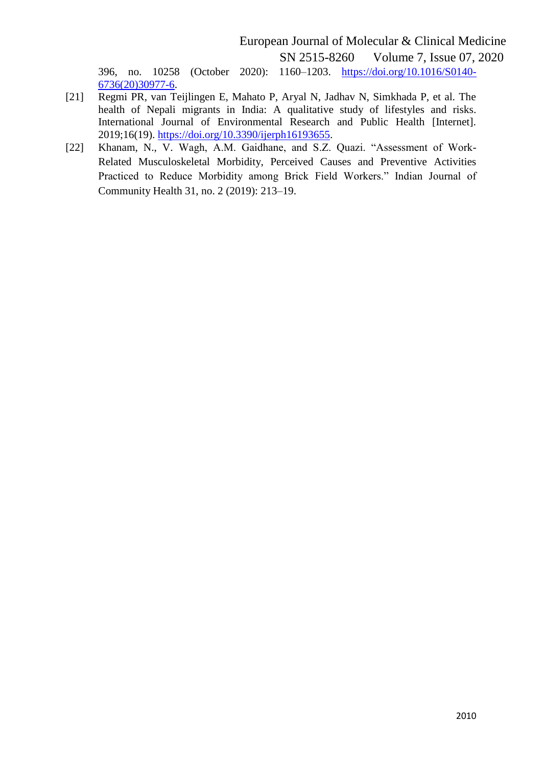396, no. 10258 (October 2020): 1160–1203. https://doi.org/10.1016/S0140-6736(20)30977-6.

[21] Regmi PR, van Teijlingen E, Mahato P, Aryal N, Jadhav N, Simkhada P, et al. The health of Nepali migrants in India: A qualitative study of lifestyles and risks. International Journal of Environmental Research and Public Health [Internet]. 2019;16(19). https://doi.org/10.3390/ijerph16193655.

[22] Khanam, N., V. Wagh, A.M. Gaidhane, and S.Z. Quazi. "Assessment of Work-Related Musculoskeletal Morbidity, Perceived Causes and Preventive Activities Practiced to Reduce Morbidity among Brick Field Workers." Indian Journal of Community Health 31, no. 2 (2019): 213–19.